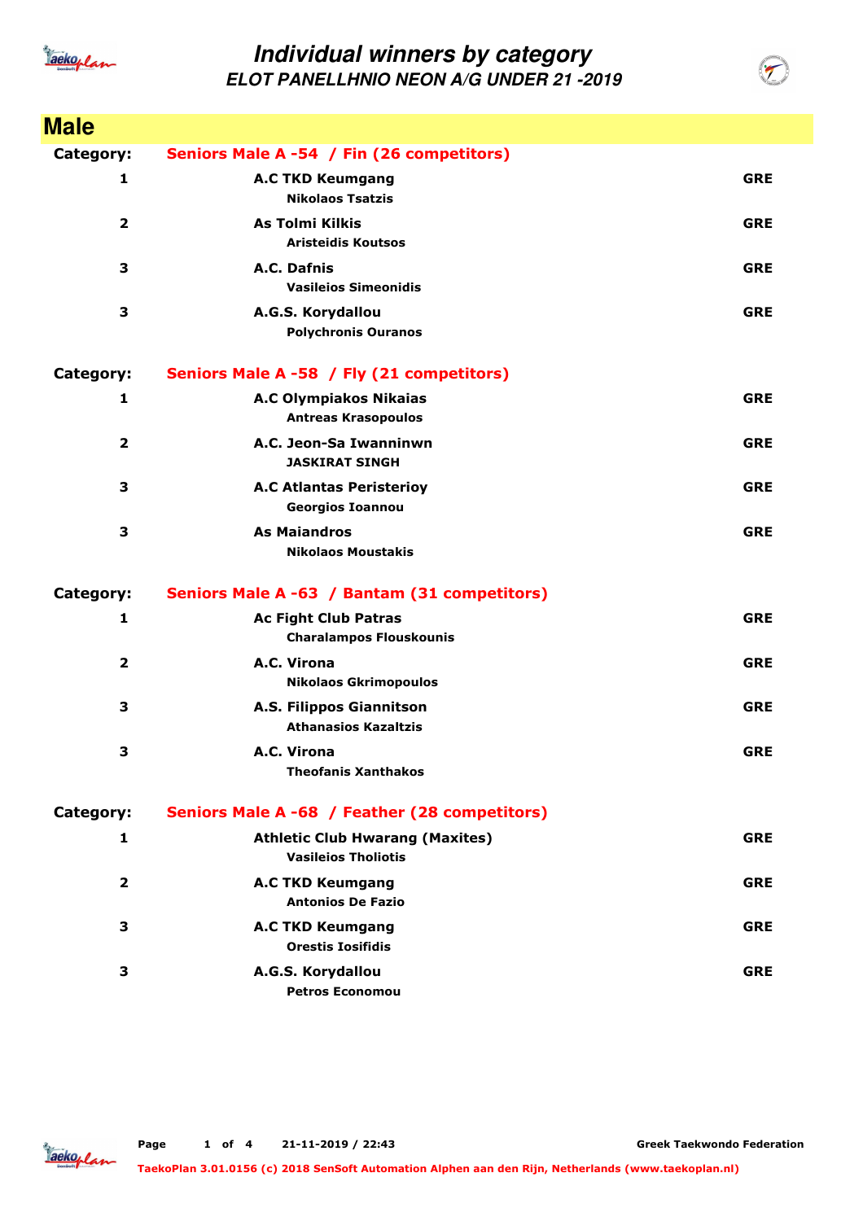# Individual winners by category

## ELOT PANELLHNIO NEON A/G UNDER 21 -2019

## Male

**Category:** **Seniors Male A -54 / Fin (26 competitors)**

| Place | Club / Name | Country |
|---|---|---|
| 1 | **A.C TKD Keumgang**<br>**Nikolaos Tsatzis** | **GRE** |
| 2 | **As Tolmi Kilkis**<br>**Aristeidis Koutsos** | **GRE** |
| 3 | **A.C. Dafnis**<br>**Vasileios Simeonidis** | **GRE** |
| 3 | **A.G.S. Korydallou**<br>**Polychronis Ouranos** | **GRE** |

**Category:** **Seniors Male A -58 / Fly (21 competitors)**

| Place | Club / Name | Country |
|---|---|---|
| 1 | **A.C Olympiakos Nikaias**<br>**Antreas Krasopoulos** | **GRE** |
| 2 | **A.C. Jeon-Sa Iwanninwn**<br>**JASKIRAT SINGH** | **GRE** |
| 3 | **A.C Atlantas Peristerioy**<br>**Georgios Ioannou** | **GRE** |
| 3 | **As Maiandros**<br>**Nikolaos Moustakis** | **GRE** |

**Category:** **Seniors Male A -63 / Bantam (31 competitors)**

| Place | Club / Name | Country |
|---|---|---|
| 1 | **Ac Fight Club Patras**<br>**Charalampos Flouskounis** | **GRE** |
| 2 | **A.C. Virona**<br>**Nikolaos Gkrimopoulos** | **GRE** |
| 3 | **A.S. Filippos Giannitson**<br>**Athanasios Kazaltzis** | **GRE** |
| 3 | **A.C. Virona**<br>**Theofanis Xanthakos** | **GRE** |

**Category:** **Seniors Male A -68 / Feather (28 competitors)**

| Place | Club / Name | Country |
|---|---|---|
| 1 | **Athletic Club Hwarang (Maxites)**<br>**Vasileios Tholiotis** | **GRE** |
| 2 | **A.C TKD Keumgang**<br>**Antonios De Fazio** | **GRE** |
| 3 | **A.C TKD Keumgang**<br>**Orestis Iosifidis** | **GRE** |
| 3 | **A.G.S. Korydallou**<br>**Petros Economou** | **GRE** |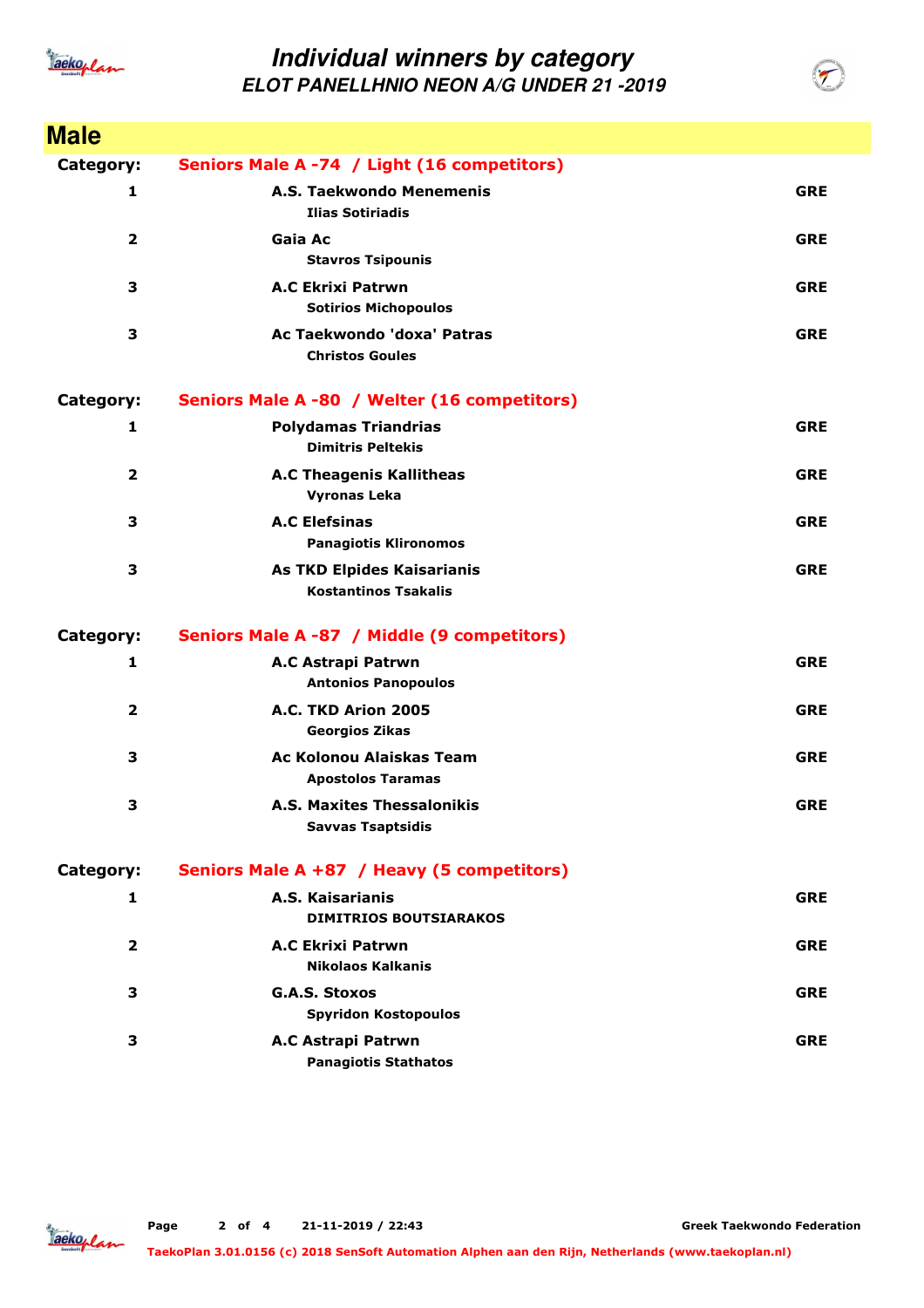# Individual winners by category

## ELOT PANELLHNIO NEON A/G UNDER 21 -2019

## Male

**Category:** **Seniors Male A -74 / Light (16 competitors)**

| Place | Club / Name | Country |
|---|---|---|
| 1 | **A.S. Taekwondo Menemenis**<br>Ilias Sotiriadis | GRE |
| 2 | **Gaia Ac**<br>Stavros Tsipounis | GRE |
| 3 | **A.C Ekrixi Patrwn**<br>Sotirios Michopoulos | GRE |
| 3 | **Ac Taekwondo 'doxa' Patras**<br>Christos Goules | GRE |

**Category:** **Seniors Male A -80 / Welter (16 competitors)**

| Place | Club / Name | Country |
|---|---|---|
| 1 | **Polydamas Triandrias**<br>Dimitris Peltekis | GRE |
| 2 | **A.C Theagenis Kallitheas**<br>Vyronas Leka | GRE |
| 3 | **A.C Elefsinas**<br>Panagiotis Klironomos | GRE |
| 3 | **As TKD Elpides Kaisarianis**<br>Kostantinos Tsakalis | GRE |

**Category:** **Seniors Male A -87 / Middle (9 competitors)**

| Place | Club / Name | Country |
|---|---|---|
| 1 | **A.C Astrapi Patrwn**<br>Antonios Panopoulos | GRE |
| 2 | **A.C. TKD Arion 2005**<br>Georgios Zikas | GRE |
| 3 | **Ac Kolonou Alaiskas Team**<br>Apostolos Taramas | GRE |
| 3 | **A.S. Maxites Thessalonikis**<br>Savvas Tsaptsidis | GRE |

**Category:** **Seniors Male A +87 / Heavy (5 competitors)**

| Place | Club / Name | Country |
|---|---|---|
| 1 | **A.S. Kaisarianis**<br>DIMITRIOS BOUTSIARAKOS | GRE |
| 2 | **A.C Ekrixi Patrwn**<br>Nikolaos Kalkanis | GRE |
| 3 | **G.A.S. Stoxos**<br>Spyridon Kostopoulos | GRE |
| 3 | **A.C Astrapi Patrwn**<br>Panagiotis Stathatos | GRE |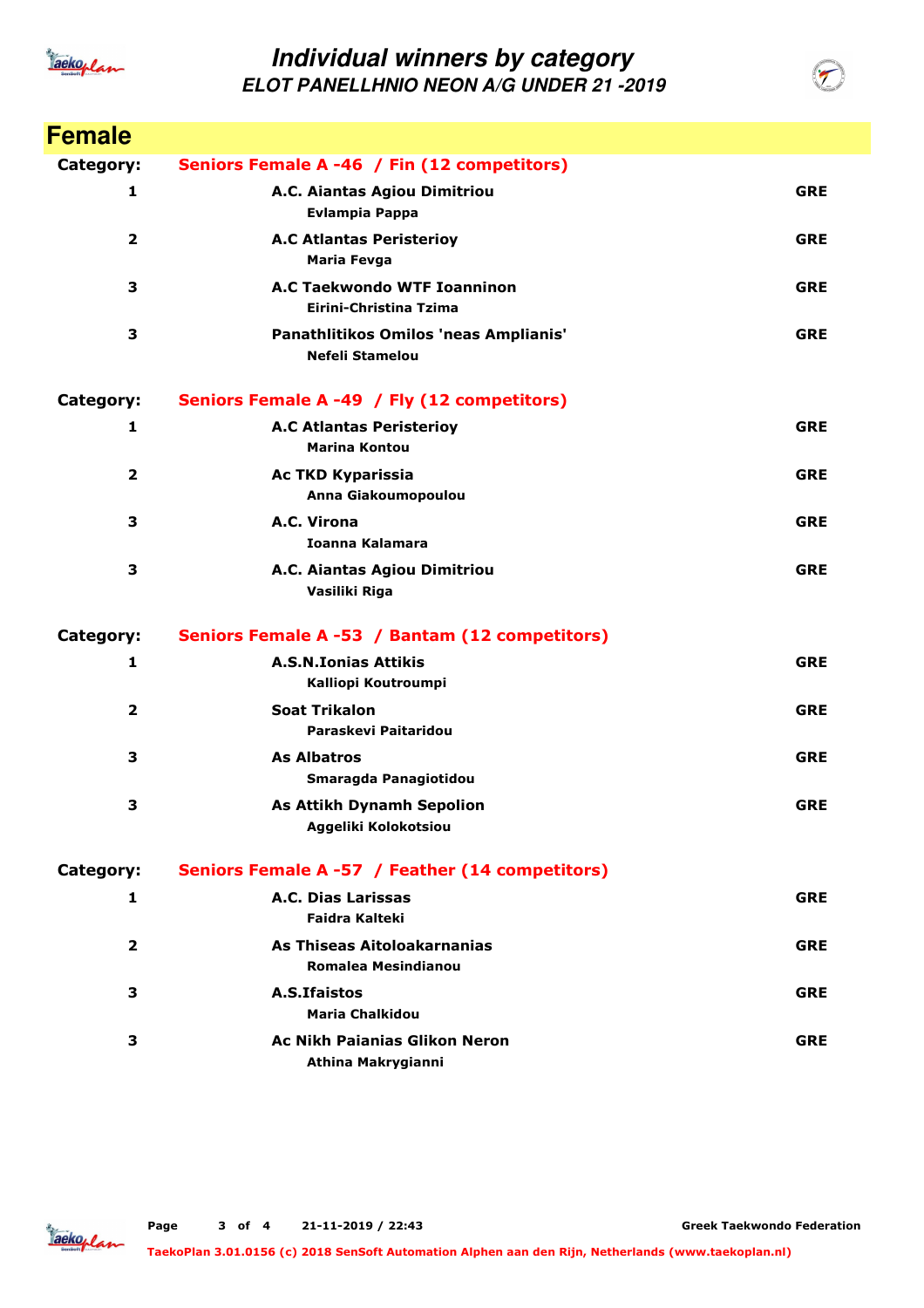# Individual winners by category

## ELOT PANELLHNIO NEON A/G UNDER 21 -2019

## Female

**Category: Seniors Female A -46 / Fin (12 competitors)**

| Place | Club / Athlete | Country |
|---|---|---|
| 1 | **A.C. Aiantas Agiou Dimitriou**<br>Evlampia Pappa | GRE |
| 2 | **A.C Atlantas Peristerioy**<br>Maria Fevga | GRE |
| 3 | **A.C Taekwondo WTF Ioanninon**<br>Eirini-Christina Tzima | GRE |
| 3 | **Panathlitikos Omilos 'neas Amplianis'**<br>Nefeli Stamelou | GRE |

**Category: Seniors Female A -49 / Fly (12 competitors)**

| Place | Club / Athlete | Country |
|---|---|---|
| 1 | **A.C Atlantas Peristerioy**<br>Marina Kontou | GRE |
| 2 | **Ac TKD Kyparissia**<br>Anna Giakoumopoulou | GRE |
| 3 | **A.C. Virona**<br>Ioanna Kalamara | GRE |
| 3 | **A.C. Aiantas Agiou Dimitriou**<br>Vasiliki Riga | GRE |

**Category: Seniors Female A -53 / Bantam (12 competitors)**

| Place | Club / Athlete | Country |
|---|---|---|
| 1 | **A.S.N.Ionias Attikis**<br>Kalliopi Koutroumpi | GRE |
| 2 | **Soat Trikalon**<br>Paraskevi Paitaridou | GRE |
| 3 | **As Albatros**<br>Smaragda Panagiotidou | GRE |
| 3 | **As Attikh Dynamh Sepolion**<br>Aggeliki Kolokotsiou | GRE |

**Category: Seniors Female A -57 / Feather (14 competitors)**

| Place | Club / Athlete | Country |
|---|---|---|
| 1 | **A.C. Dias Larissas**<br>Faidra Kalteki | GRE |
| 2 | **As Thiseas Aitoloakarnanias**<br>Romalea Mesindianou | GRE |
| 3 | **A.S.Ifaistos**<br>Maria Chalkidou | GRE |
| 3 | **Ac Nikh Paianias Glikon Neron**<br>Athina Makrygianni | GRE |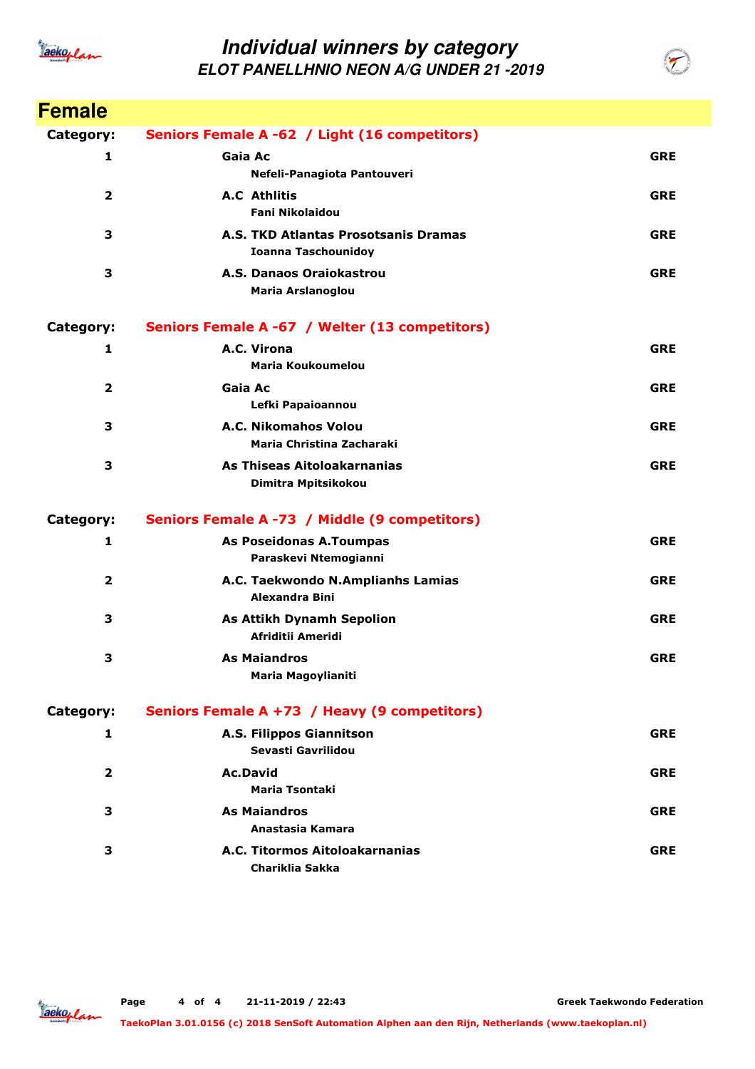# Individual winners by category

## ELOT PANELLHNIO NEON A/G UNDER 21 -2019

## Female

**Category: Seniors Female A -62 / Light (16 competitors)**

| | | |
|---|---|---|
| 1 | **Gaia Ac**<br>Nefeli-Panagiota Pantouveri | GRE |
| 2 | **A.C Athlitis**<br>Fani Nikolaidou | GRE |
| 3 | **A.S. TKD Atlantas Prosotsanis Dramas**<br>Ioanna Taschounidoy | GRE |
| 3 | **A.S. Danaos Oraiokastrou**<br>Maria Arslanoglou | GRE |

**Category: Seniors Female A -67 / Welter (13 competitors)**

| | | |
|---|---|---|
| 1 | **A.C. Virona**<br>Maria Koukoumelou | GRE |
| 2 | **Gaia Ac**<br>Lefki Papaioannou | GRE |
| 3 | **A.C. Nikomahos Volou**<br>Maria Christina Zacharaki | GRE |
| 3 | **As Thiseas Aitoloakarnanias**<br>Dimitra Mpitsikokou | GRE |

**Category: Seniors Female A -73 / Middle (9 competitors)**

| | | |
|---|---|---|
| 1 | **As Poseidonas A.Toumpas**<br>Paraskevi Ntemogianni | GRE |
| 2 | **A.C. Taekwondo N.Amplianhs Lamias**<br>Alexandra Bini | GRE |
| 3 | **As Attikh Dynamh Sepolion**<br>Afriditii Ameridi | GRE |
| 3 | **As Maiandros**<br>Maria Magoylianiti | GRE |

**Category: Seniors Female A +73 / Heavy (9 competitors)**

| | | |
|---|---|---|
| 1 | **A.S. Filippos Giannitson**<br>Sevasti Gavrilidou | GRE |
| 2 | **Ac.David**<br>Maria Tsontaki | GRE |
| 3 | **As Maiandros**<br>Anastasia Kamara | GRE |
| 3 | **A.C. Titormos Aitoloakarnanias**<br>Chariklia Sakka | GRE |